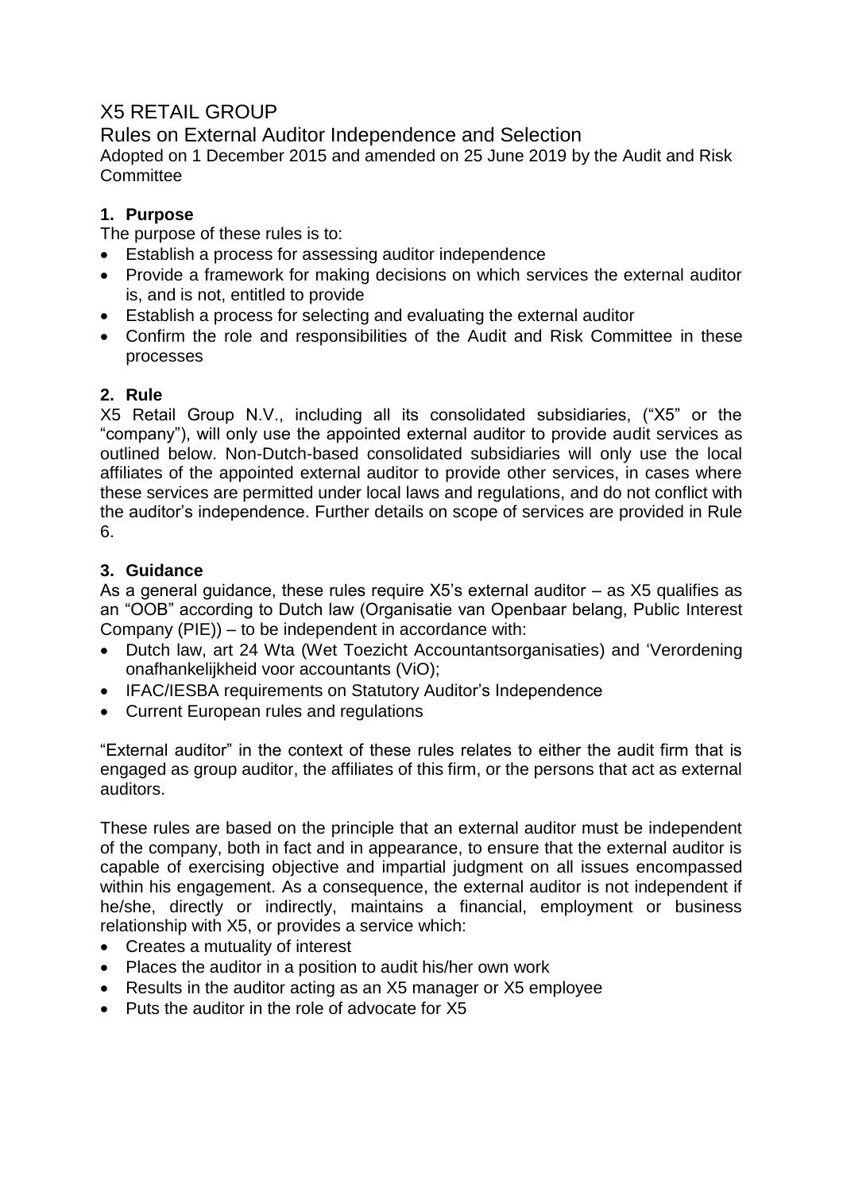# X5 RETAIL GROUP

## Rules on External Auditor Independence and Selection

Adopted on 1 December 2015 and amended on 25 June 2019 by the Audit and Risk Committee

### 1. Purpose

The purpose of these rules is to:

- Establish a process for assessing auditor independence
- Provide a framework for making decisions on which services the external auditor is, and is not, entitled to provide
- Establish a process for selecting and evaluating the external auditor
- Confirm the role and responsibilities of the Audit and Risk Committee in these processes

### 2. Rule

X5 Retail Group N.V., including all its consolidated subsidiaries, ("X5" or the "company"), will only use the appointed external auditor to provide audit services as outlined below. Non-Dutch-based consolidated subsidiaries will only use the local affiliates of the appointed external auditor to provide other services, in cases where these services are permitted under local laws and regulations, and do not conflict with the auditor's independence. Further details on scope of services are provided in Rule 6.

### 3. Guidance

As a general guidance, these rules require X5's external auditor – as X5 qualifies as an "OOB" according to Dutch law (Organisatie van Openbaar belang, Public Interest Company (PIE)) – to be independent in accordance with:

- Dutch law, art 24 Wta (Wet Toezicht Accountantsorganisaties) and 'Verordening onafhankelijkheid voor accountants (ViO);
- IFAC/IESBA requirements on Statutory Auditor's Independence
- Current European rules and regulations

"External auditor" in the context of these rules relates to either the audit firm that is engaged as group auditor, the affiliates of this firm, or the persons that act as external auditors.

These rules are based on the principle that an external auditor must be independent of the company, both in fact and in appearance, to ensure that the external auditor is capable of exercising objective and impartial judgment on all issues encompassed within his engagement. As a consequence, the external auditor is not independent if he/she, directly or indirectly, maintains a financial, employment or business relationship with X5, or provides a service which:

- Creates a mutuality of interest
- Places the auditor in a position to audit his/her own work
- Results in the auditor acting as an X5 manager or X5 employee
- Puts the auditor in the role of advocate for X5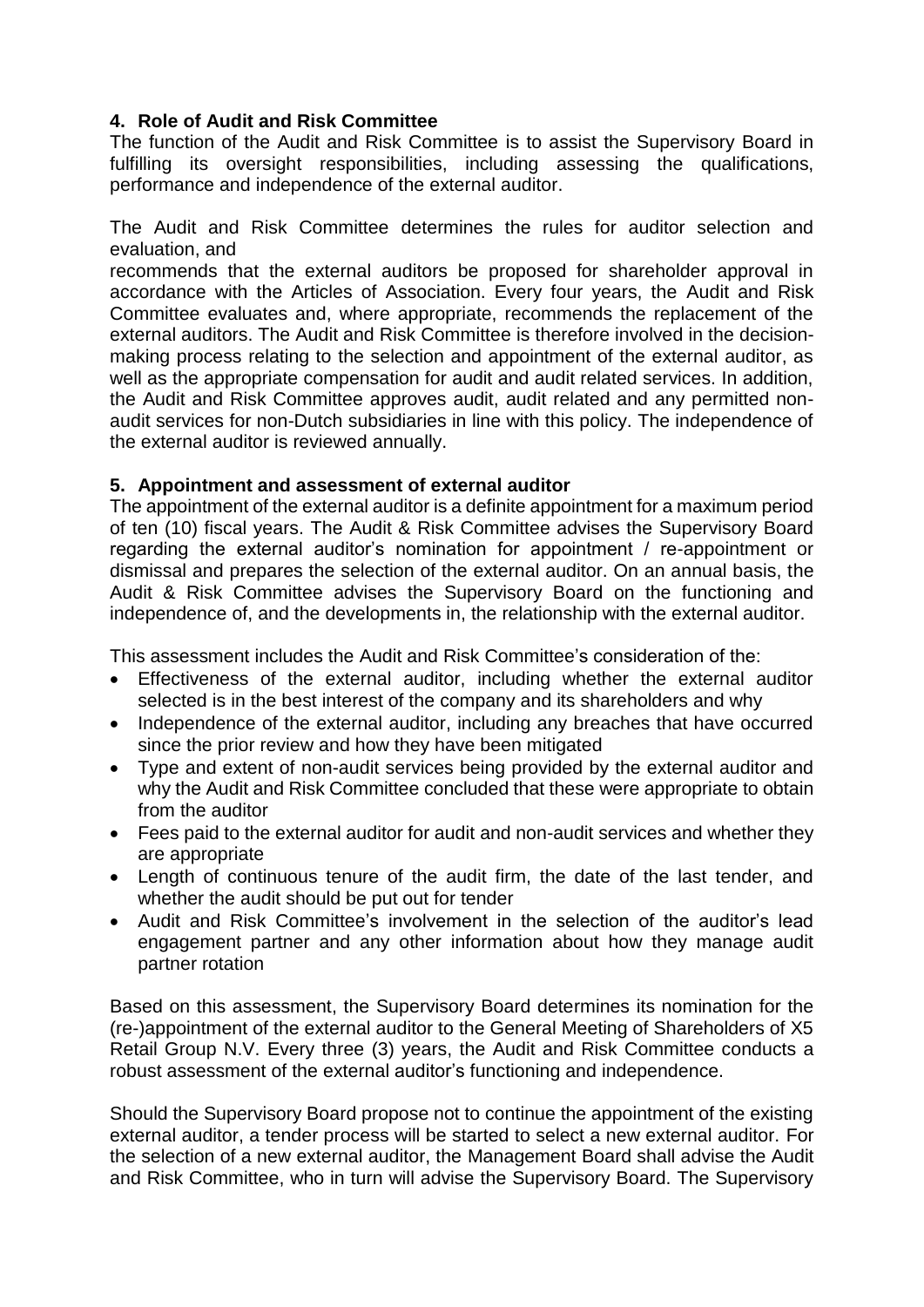## 4. Role of Audit and Risk Committee

The function of the Audit and Risk Committee is to assist the Supervisory Board in fulfilling its oversight responsibilities, including assessing the qualifications, performance and independence of the external auditor.

The Audit and Risk Committee determines the rules for auditor selection and evaluation, and
recommends that the external auditors be proposed for shareholder approval in accordance with the Articles of Association. Every four years, the Audit and Risk Committee evaluates and, where appropriate, recommends the replacement of the external auditors. The Audit and Risk Committee is therefore involved in the decision-making process relating to the selection and appointment of the external auditor, as well as the appropriate compensation for audit and audit related services. In addition, the Audit and Risk Committee approves audit, audit related and any permitted non-audit services for non-Dutch subsidiaries in line with this policy. The independence of the external auditor is reviewed annually.

## 5. Appointment and assessment of external auditor

The appointment of the external auditor is a definite appointment for a maximum period of ten (10) fiscal years. The Audit & Risk Committee advises the Supervisory Board regarding the external auditor's nomination for appointment / re-appointment or dismissal and prepares the selection of the external auditor. On an annual basis, the Audit & Risk Committee advises the Supervisory Board on the functioning and independence of, and the developments in, the relationship with the external auditor.

This assessment includes the Audit and Risk Committee's consideration of the:

- Effectiveness of the external auditor, including whether the external auditor selected is in the best interest of the company and its shareholders and why
- Independence of the external auditor, including any breaches that have occurred since the prior review and how they have been mitigated
- Type and extent of non-audit services being provided by the external auditor and why the Audit and Risk Committee concluded that these were appropriate to obtain from the auditor
- Fees paid to the external auditor for audit and non-audit services and whether they are appropriate
- Length of continuous tenure of the audit firm, the date of the last tender, and whether the audit should be put out for tender
- Audit and Risk Committee's involvement in the selection of the auditor's lead engagement partner and any other information about how they manage audit partner rotation

Based on this assessment, the Supervisory Board determines its nomination for the (re-)appointment of the external auditor to the General Meeting of Shareholders of X5 Retail Group N.V. Every three (3) years, the Audit and Risk Committee conducts a robust assessment of the external auditor's functioning and independence.

Should the Supervisory Board propose not to continue the appointment of the existing external auditor, a tender process will be started to select a new external auditor. For the selection of a new external auditor, the Management Board shall advise the Audit and Risk Committee, who in turn will advise the Supervisory Board. The Supervisory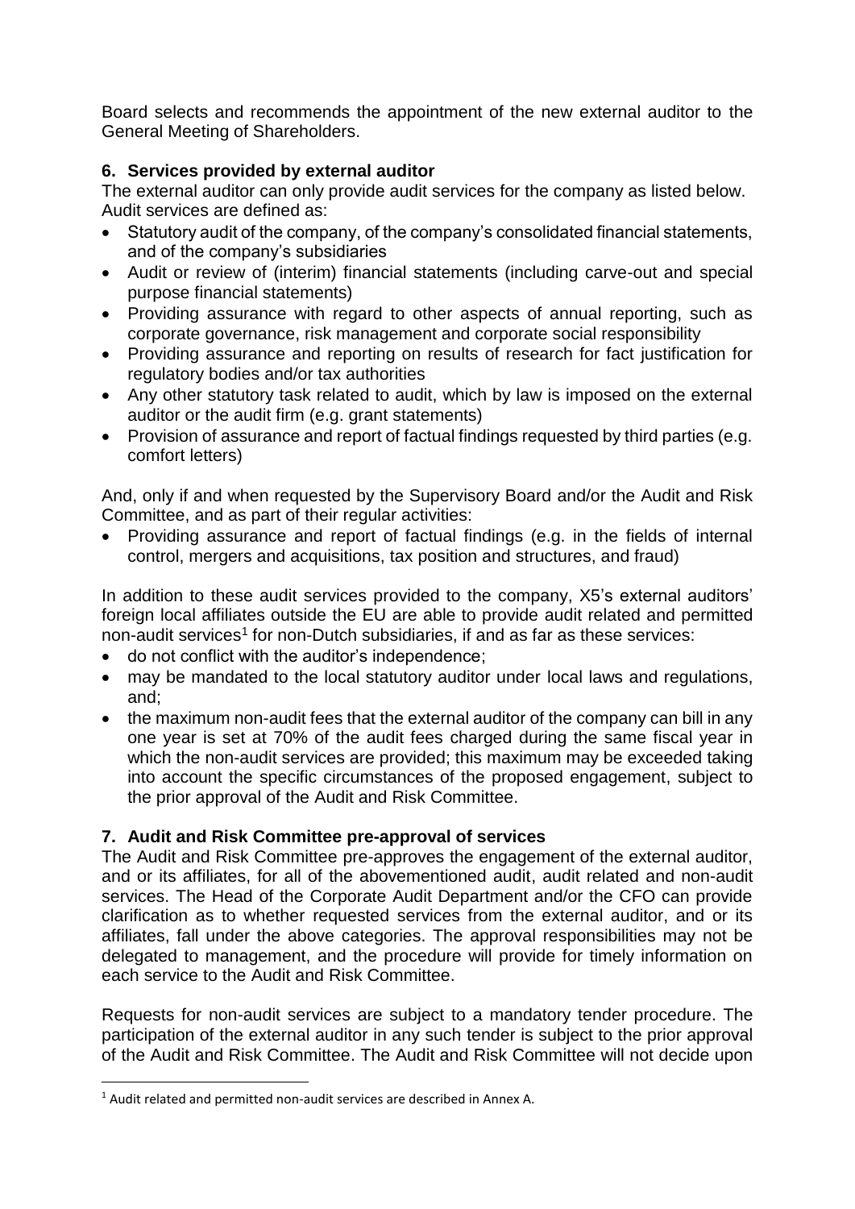Board selects and recommends the appointment of the new external auditor to the General Meeting of Shareholders.

## 6. Services provided by external auditor

The external auditor can only provide audit services for the company as listed below. Audit services are defined as:

- Statutory audit of the company, of the company's consolidated financial statements, and of the company's subsidiaries
- Audit or review of (interim) financial statements (including carve-out and special purpose financial statements)
- Providing assurance with regard to other aspects of annual reporting, such as corporate governance, risk management and corporate social responsibility
- Providing assurance and reporting on results of research for fact justification for regulatory bodies and/or tax authorities
- Any other statutory task related to audit, which by law is imposed on the external auditor or the audit firm (e.g. grant statements)
- Provision of assurance and report of factual findings requested by third parties (e.g. comfort letters)

And, only if and when requested by the Supervisory Board and/or the Audit and Risk Committee, and as part of their regular activities:

- Providing assurance and report of factual findings (e.g. in the fields of internal control, mergers and acquisitions, tax position and structures, and fraud)

In addition to these audit services provided to the company, X5's external auditors' foreign local affiliates outside the EU are able to provide audit related and permitted non-audit services[1] for non-Dutch subsidiaries, if and as far as these services:

- do not conflict with the auditor's independence;
- may be mandated to the local statutory auditor under local laws and regulations, and;
- the maximum non-audit fees that the external auditor of the company can bill in any one year is set at 70% of the audit fees charged during the same fiscal year in which the non-audit services are provided; this maximum may be exceeded taking into account the specific circumstances of the proposed engagement, subject to the prior approval of the Audit and Risk Committee.

## 7. Audit and Risk Committee pre-approval of services

The Audit and Risk Committee pre-approves the engagement of the external auditor, and or its affiliates, for all of the abovementioned audit, audit related and non-audit services. The Head of the Corporate Audit Department and/or the CFO can provide clarification as to whether requested services from the external auditor, and or its affiliates, fall under the above categories. The approval responsibilities may not be delegated to management, and the procedure will provide for timely information on each service to the Audit and Risk Committee.

Requests for non-audit services are subject to a mandatory tender procedure. The participation of the external auditor in any such tender is subject to the prior approval of the Audit and Risk Committee. The Audit and Risk Committee will not decide upon

[1] Audit related and permitted non-audit services are described in Annex A.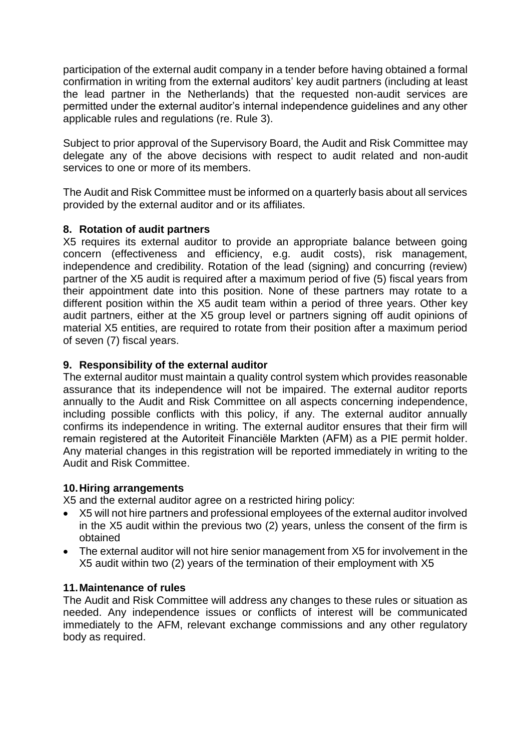participation of the external audit company in a tender before having obtained a formal confirmation in writing from the external auditors' key audit partners (including at least the lead partner in the Netherlands) that the requested non-audit services are permitted under the external auditor's internal independence guidelines and any other applicable rules and regulations (re. Rule 3).

Subject to prior approval of the Supervisory Board, the Audit and Risk Committee may delegate any of the above decisions with respect to audit related and non-audit services to one or more of its members.

The Audit and Risk Committee must be informed on a quarterly basis about all services provided by the external auditor and or its affiliates.

## 8. Rotation of audit partners

X5 requires its external auditor to provide an appropriate balance between going concern (effectiveness and efficiency, e.g. audit costs), risk management, independence and credibility. Rotation of the lead (signing) and concurring (review) partner of the X5 audit is required after a maximum period of five (5) fiscal years from their appointment date into this position. None of these partners may rotate to a different position within the X5 audit team within a period of three years. Other key audit partners, either at the X5 group level or partners signing off audit opinions of material X5 entities, are required to rotate from their position after a maximum period of seven (7) fiscal years.

## 9. Responsibility of the external auditor

The external auditor must maintain a quality control system which provides reasonable assurance that its independence will not be impaired. The external auditor reports annually to the Audit and Risk Committee on all aspects concerning independence, including possible conflicts with this policy, if any. The external auditor annually confirms its independence in writing. The external auditor ensures that their firm will remain registered at the Autoriteit Financiële Markten (AFM) as a PIE permit holder. Any material changes in this registration will be reported immediately in writing to the Audit and Risk Committee.

## 10. Hiring arrangements

X5 and the external auditor agree on a restricted hiring policy:

- X5 will not hire partners and professional employees of the external auditor involved in the X5 audit within the previous two (2) years, unless the consent of the firm is obtained
- The external auditor will not hire senior management from X5 for involvement in the X5 audit within two (2) years of the termination of their employment with X5

## 11. Maintenance of rules

The Audit and Risk Committee will address any changes to these rules or situation as needed. Any independence issues or conflicts of interest will be communicated immediately to the AFM, relevant exchange commissions and any other regulatory body as required.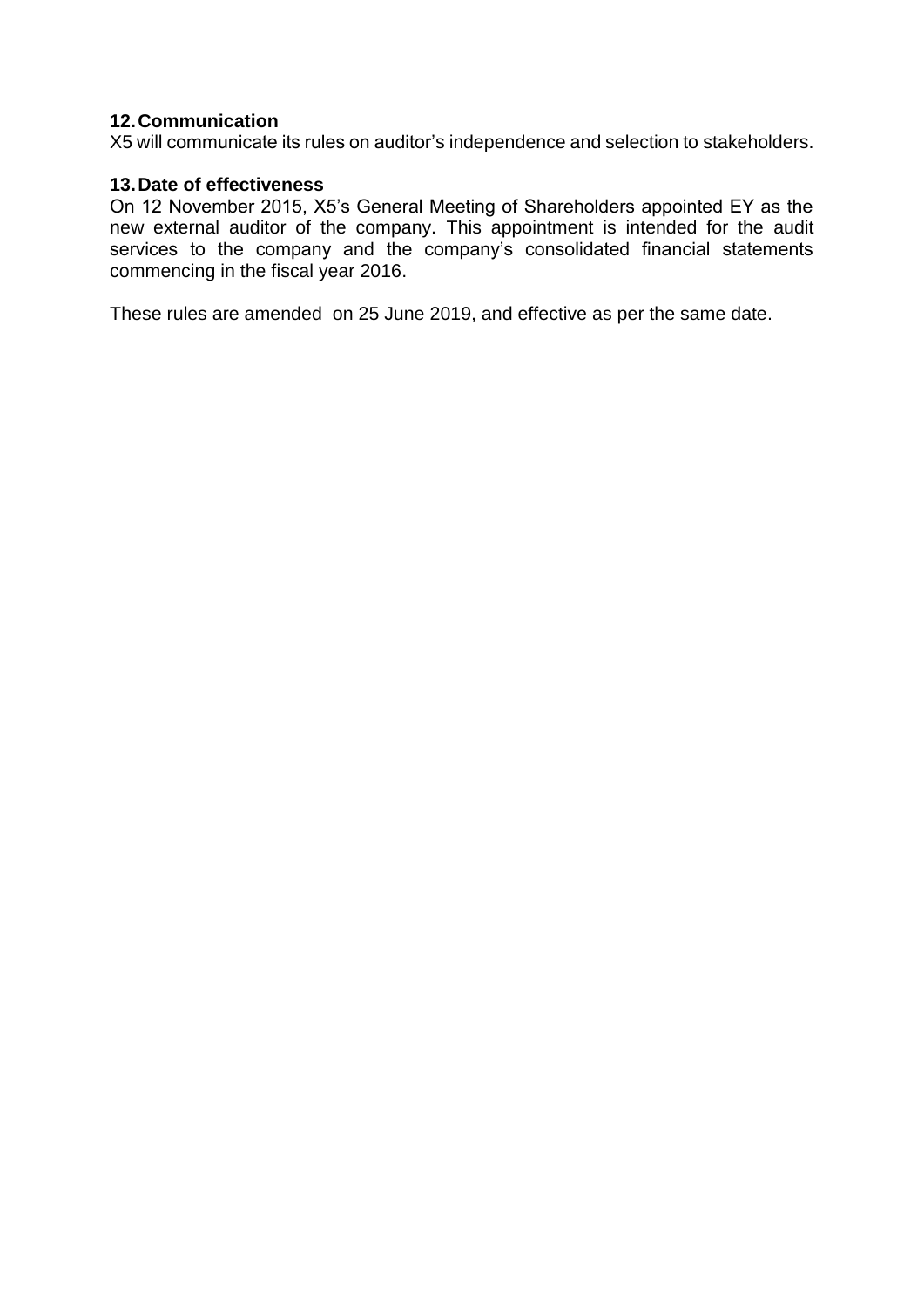## 12. Communication

X5 will communicate its rules on auditor's independence and selection to stakeholders.

## 13. Date of effectiveness

On 12 November 2015, X5's General Meeting of Shareholders appointed EY as the new external auditor of the company. This appointment is intended for the audit services to the company and the company's consolidated financial statements commencing in the fiscal year 2016.

These rules are amended on 25 June 2019, and effective as per the same date.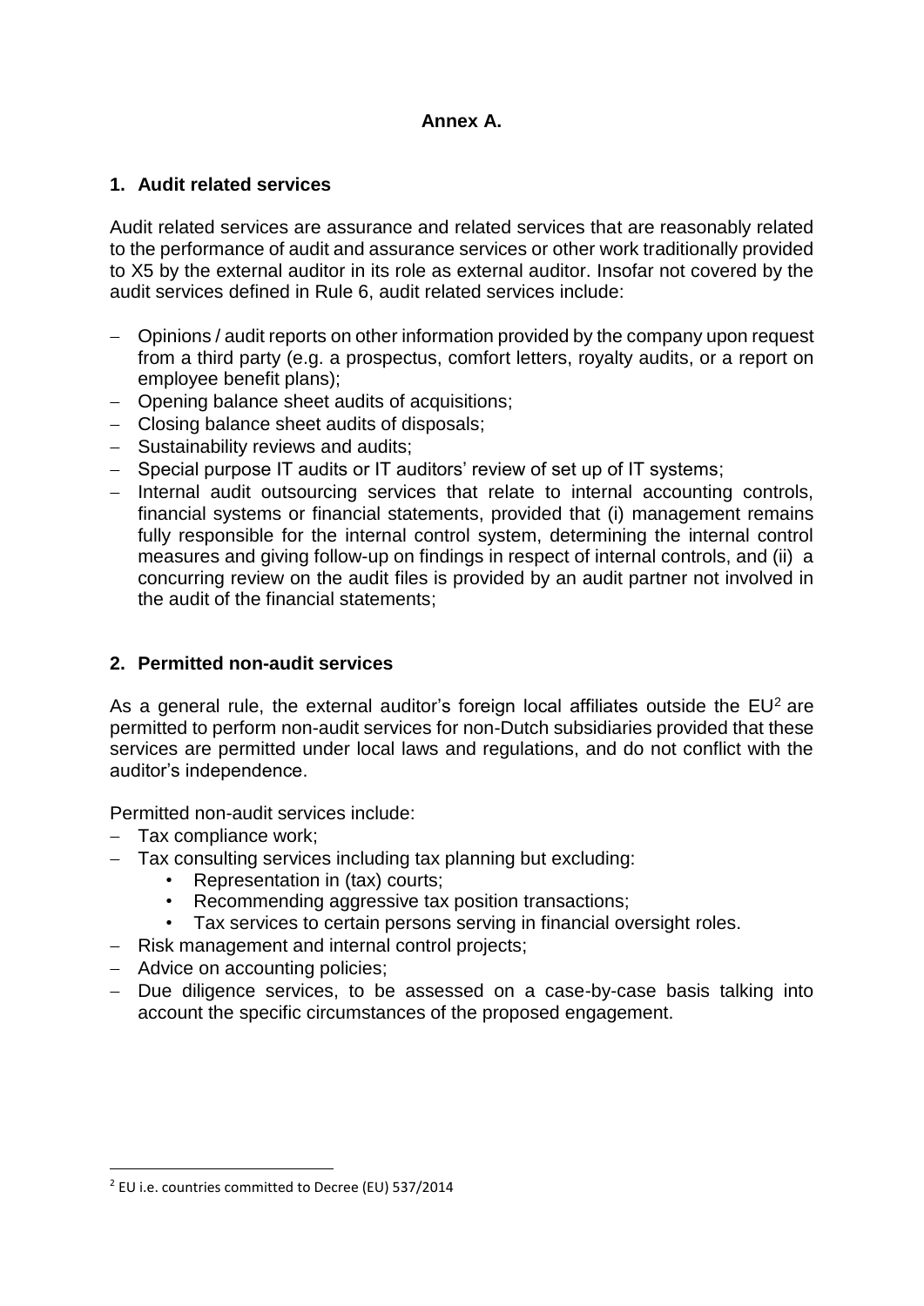**Annex A.**

## 1. Audit related services

Audit related services are assurance and related services that are reasonably related to the performance of audit and assurance services or other work traditionally provided to X5 by the external auditor in its role as external auditor. Insofar not covered by the audit services defined in Rule 6, audit related services include:

- Opinions / audit reports on other information provided by the company upon request from a third party (e.g. a prospectus, comfort letters, royalty audits, or a report on employee benefit plans);
- Opening balance sheet audits of acquisitions;
- Closing balance sheet audits of disposals;
- Sustainability reviews and audits;
- Special purpose IT audits or IT auditors' review of set up of IT systems;
- Internal audit outsourcing services that relate to internal accounting controls, financial systems or financial statements, provided that (i) management remains fully responsible for the internal control system, determining the internal control measures and giving follow-up on findings in respect of internal controls, and (ii) a concurring review on the audit files is provided by an audit partner not involved in the audit of the financial statements;

## 2. Permitted non-audit services

As a general rule, the external auditor's foreign local affiliates outside the EU[2] are permitted to perform non-audit services for non-Dutch subsidiaries provided that these services are permitted under local laws and regulations, and do not conflict with the auditor's independence.

Permitted non-audit services include:

- Tax compliance work;
- Tax consulting services including tax planning but excluding:
  - Representation in (tax) courts;
  - Recommending aggressive tax position transactions;
  - Tax services to certain persons serving in financial oversight roles.
- Risk management and internal control projects;
- Advice on accounting policies;
- Due diligence services, to be assessed on a case-by-case basis talking into account the specific circumstances of the proposed engagement.

[2] EU i.e. countries committed to Decree (EU) 537/2014